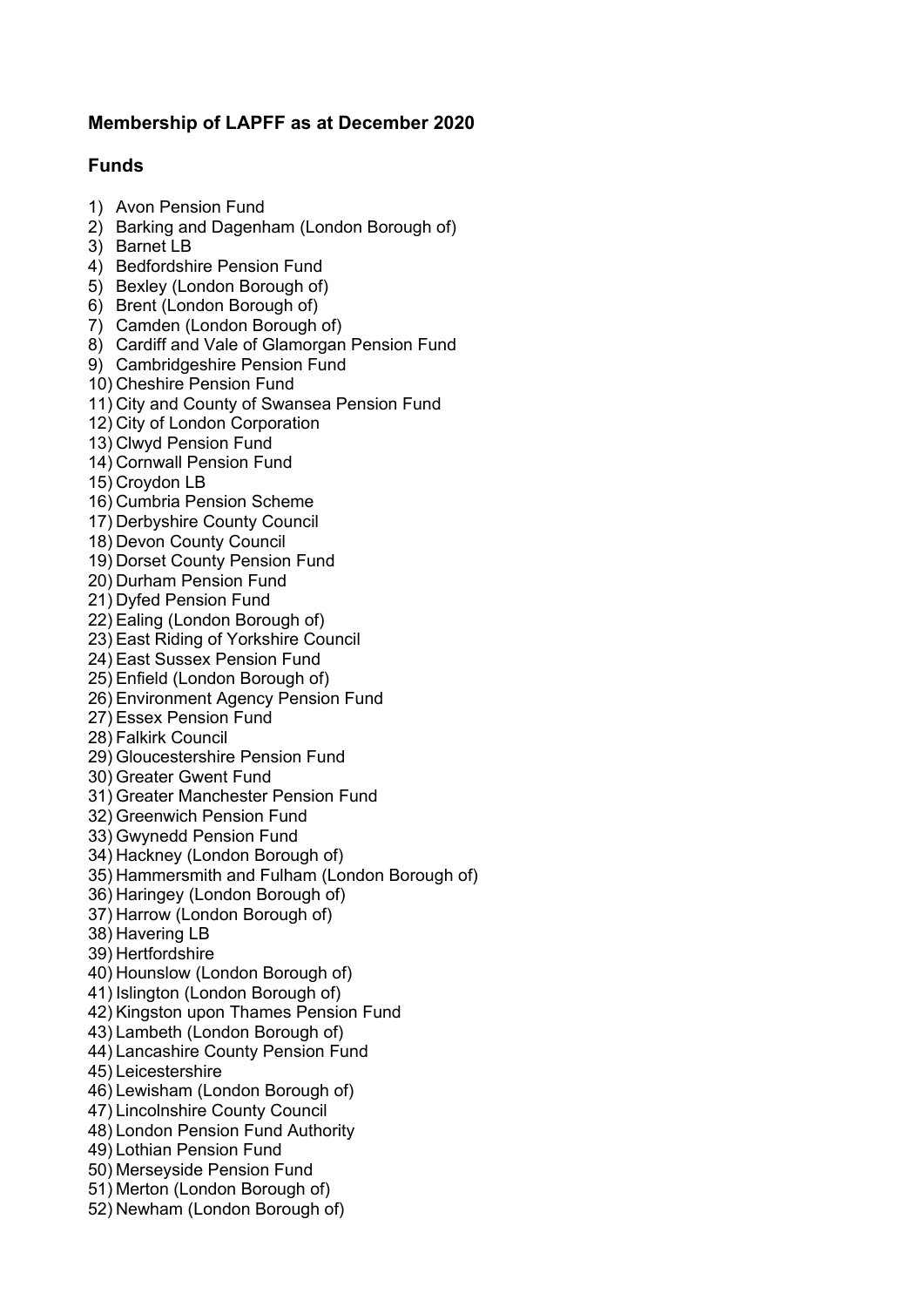## Membership of LAPFF as at December 2020

### Funds

1) Avon Pension Fund
2) Barking and Dagenham (London Borough of)
3) Barnet LB
4) Bedfordshire Pension Fund
5) Bexley (London Borough of)
6) Brent (London Borough of)
7) Camden (London Borough of)
8) Cardiff and Vale of Glamorgan Pension Fund
9) Cambridgeshire Pension Fund
10) Cheshire Pension Fund
11) City and County of Swansea Pension Fund
12) City of London Corporation
13) Clwyd Pension Fund
14) Cornwall Pension Fund
15) Croydon LB
16) Cumbria Pension Scheme
17) Derbyshire County Council
18) Devon County Council
19) Dorset County Pension Fund
20) Durham Pension Fund
21) Dyfed Pension Fund
22) Ealing (London Borough of)
23) East Riding of Yorkshire Council
24) East Sussex Pension Fund
25) Enfield (London Borough of)
26) Environment Agency Pension Fund
27) Essex Pension Fund
28) Falkirk Council
29) Gloucestershire Pension Fund
30) Greater Gwent Fund
31) Greater Manchester Pension Fund
32) Greenwich Pension Fund
33) Gwynedd Pension Fund
34) Hackney (London Borough of)
35) Hammersmith and Fulham (London Borough of)
36) Haringey (London Borough of)
37) Harrow (London Borough of)
38) Havering LB
39) Hertfordshire
40) Hounslow (London Borough of)
41) Islington (London Borough of)
42) Kingston upon Thames Pension Fund
43) Lambeth (London Borough of)
44) Lancashire County Pension Fund
45) Leicestershire
46) Lewisham (London Borough of)
47) Lincolnshire County Council
48) London Pension Fund Authority
49) Lothian Pension Fund
50) Merseyside Pension Fund
51) Merton (London Borough of)
52) Newham (London Borough of)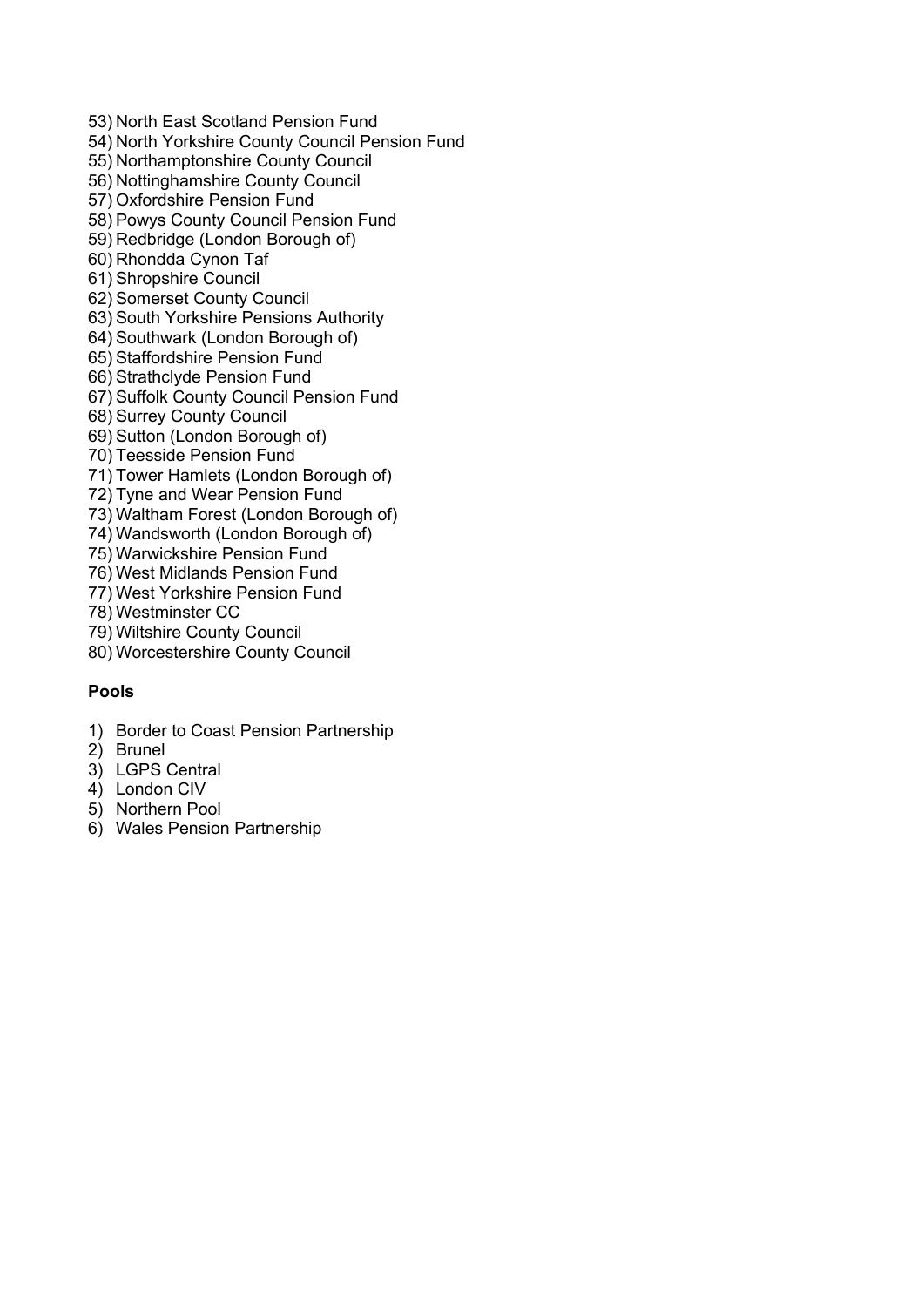53) North East Scotland Pension Fund
54) North Yorkshire County Council Pension Fund
55) Northamptonshire County Council
56) Nottinghamshire County Council
57) Oxfordshire Pension Fund
58) Powys County Council Pension Fund
59) Redbridge (London Borough of)
60) Rhondda Cynon Taf
61) Shropshire Council
62) Somerset County Council
63) South Yorkshire Pensions Authority
64) Southwark (London Borough of)
65) Staffordshire Pension Fund
66) Strathclyde Pension Fund
67) Suffolk County Council Pension Fund
68) Surrey County Council
69) Sutton (London Borough of)
70) Teesside Pension Fund
71) Tower Hamlets (London Borough of)
72) Tyne and Wear Pension Fund
73) Waltham Forest (London Borough of)
74) Wandsworth (London Borough of)
75) Warwickshire Pension Fund
76) West Midlands Pension Fund
77) West Yorkshire Pension Fund
78) Westminster CC
79) Wiltshire County Council
80) Worcestershire County Council

**Pools**

1) Border to Coast Pension Partnership
2) Brunel
3) LGPS Central
4) London CIV
5) Northern Pool
6) Wales Pension Partnership